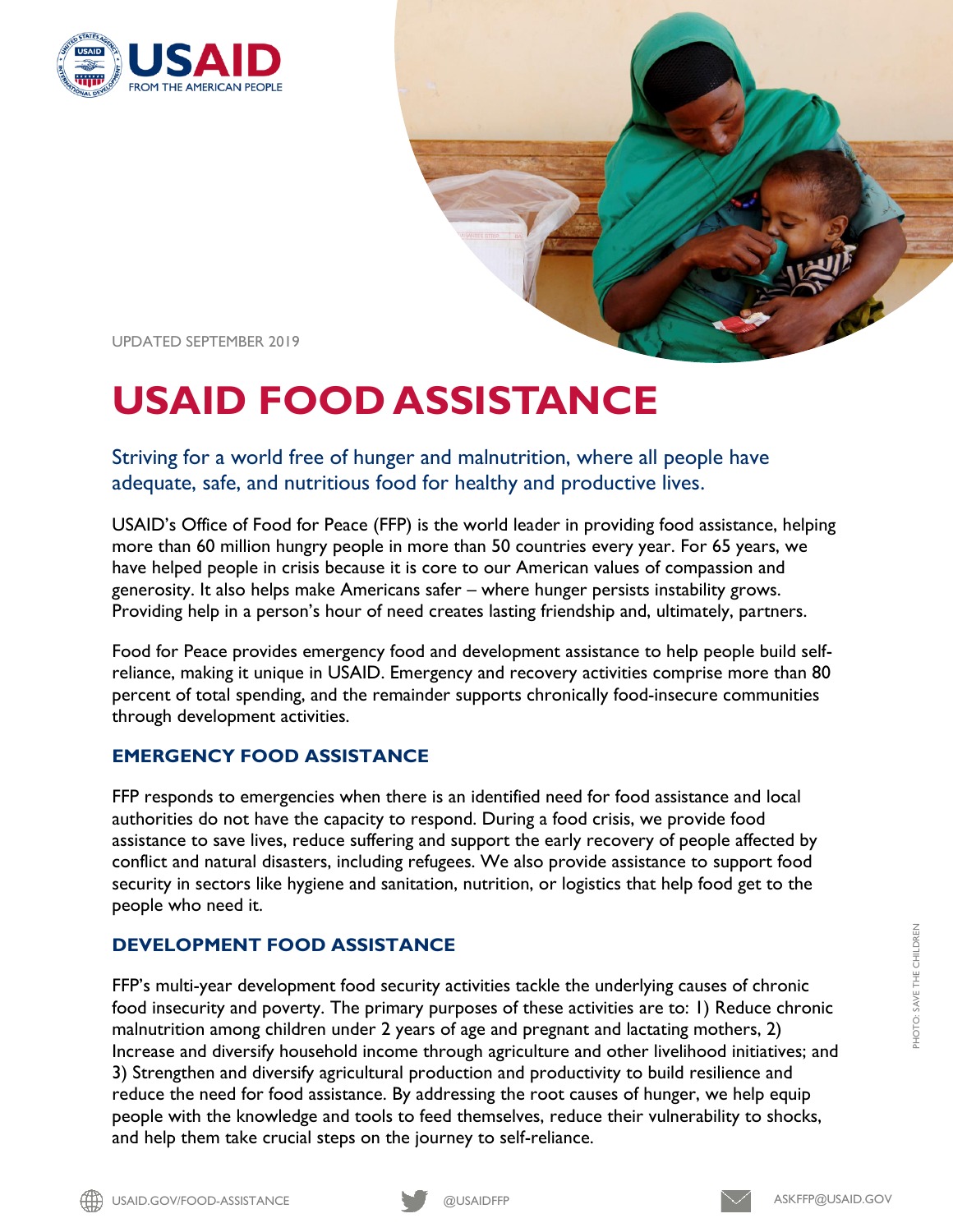UPDATED SEPTEMBER 2019

# USAID FOOD ASSISTANCE

Striving for a world free of hunger and malnutrition, where all people have adequate, safe, and nutritious food for healthy and productive lives.

USAID's Office of Food for Peace (FFP) is the world leader in providing food assistance, helping more than 60 million hungry people in more than 50 countries every year. For 65 years, we have helped people in crisis because it is core to our American values of compassion and generosity. It also helps make Americans safer – where hunger persists instability grows. Providing help in a person's hour of need creates lasting friendship and, ultimately, partners.

Food for Peace provides emergency food and development assistance to help people build self-reliance, making it unique in USAID. Emergency and recovery activities comprise more than 80 percent of total spending, and the remainder supports chronically food-insecure communities through development activities.

## EMERGENCY FOOD ASSISTANCE

FFP responds to emergencies when there is an identified need for food assistance and local authorities do not have the capacity to respond. During a food crisis, we provide food assistance to save lives, reduce suffering and support the early recovery of people affected by conflict and natural disasters, including refugees. We also provide assistance to support food security in sectors like hygiene and sanitation, nutrition, or logistics that help food get to the people who need it.

## DEVELOPMENT FOOD ASSISTANCE

FFP's multi-year development food security activities tackle the underlying causes of chronic food insecurity and poverty. The primary purposes of these activities are to: 1) Reduce chronic malnutrition among children under 2 years of age and pregnant and lactating mothers, 2) Increase and diversify household income through agriculture and other livelihood initiatives; and 3) Strengthen and diversify agricultural production and productivity to build resilience and reduce the need for food assistance. By addressing the root causes of hunger, we help equip people with the knowledge and tools to feed themselves, reduce their vulnerability to shocks, and help them take crucial steps on the journey to self-reliance.

PHOTO: SAVE THE CHILDREN

USAID.GOV/FOOD-ASSISTANCE @USAIDFFP ASKFFP@USAID.GOV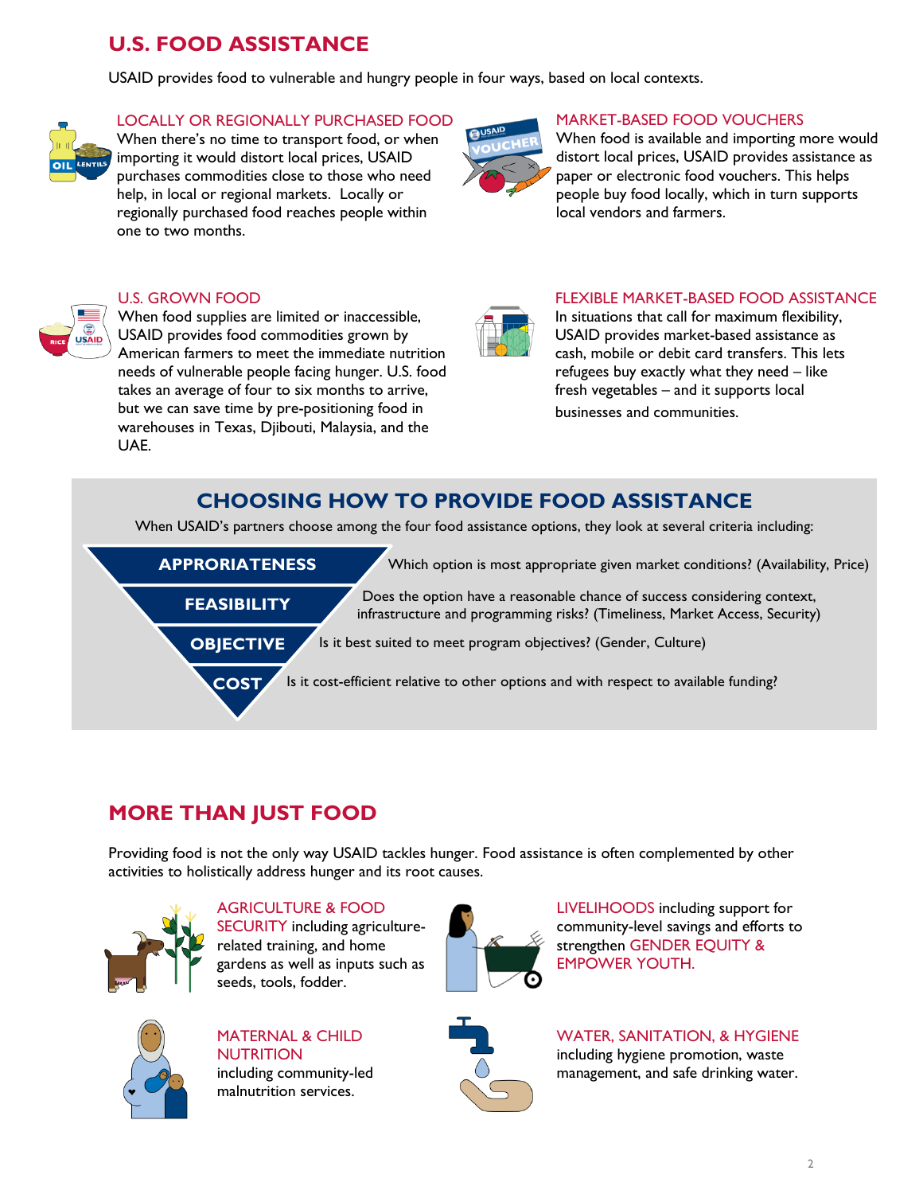## U.S. FOOD ASSISTANCE

USAID provides food to vulnerable and hungry people in four ways, based on local contexts.

### LOCALLY OR REGIONALLY PURCHASED FOOD

When there's no time to transport food, or when importing it would distort local prices, USAID purchases commodities close to those who need help, in local or regional markets. Locally or regionally purchased food reaches people within one to two months.

### MARKET-BASED FOOD VOUCHERS

When food is available and importing more would distort local prices, USAID provides assistance as paper or electronic food vouchers. This helps people buy food locally, which in turn supports local vendors and farmers.

### U.S. GROWN FOOD

When food supplies are limited or inaccessible, USAID provides food commodities grown by American farmers to meet the immediate nutrition needs of vulnerable people facing hunger. U.S. food takes an average of four to six months to arrive, but we can save time by pre-positioning food in warehouses in Texas, Djibouti, Malaysia, and the UAE.

### FLEXIBLE MARKET-BASED FOOD ASSISTANCE

In situations that call for maximum flexibility, USAID provides market-based assistance as cash, mobile or debit card transfers. This lets refugees buy exactly what they need – like fresh vegetables – and it supports local businesses and communities.

## CHOOSING HOW TO PROVIDE FOOD ASSISTANCE

When USAID's partners choose among the four food assistance options, they look at several criteria including:

**APPRORIATENESS** Which option is most appropriate given market conditions? (Availability, Price)

**FEASIBILITY** Does the option have a reasonable chance of success considering context, infrastructure and programming risks? (Timeliness, Market Access, Security)

**OBJECTIVE** Is it best suited to meet program objectives? (Gender, Culture)

**COST** Is it cost-efficient relative to other options and with respect to available funding?

## MORE THAN JUST FOOD

Providing food is not the only way USAID tackles hunger. Food assistance is often complemented by other activities to holistically address hunger and its root causes.

**AGRICULTURE & FOOD SECURITY** including agriculture-related training, and home gardens as well as inputs such as seeds, tools, fodder.

**LIVELIHOODS** including support for community-level savings and efforts to strengthen **GENDER EQUITY & EMPOWER YOUTH.**

**MATERNAL & CHILD NUTRITION** including community-led malnutrition services.

**WATER, SANITATION, & HYGIENE** including hygiene promotion, waste management, and safe drinking water.